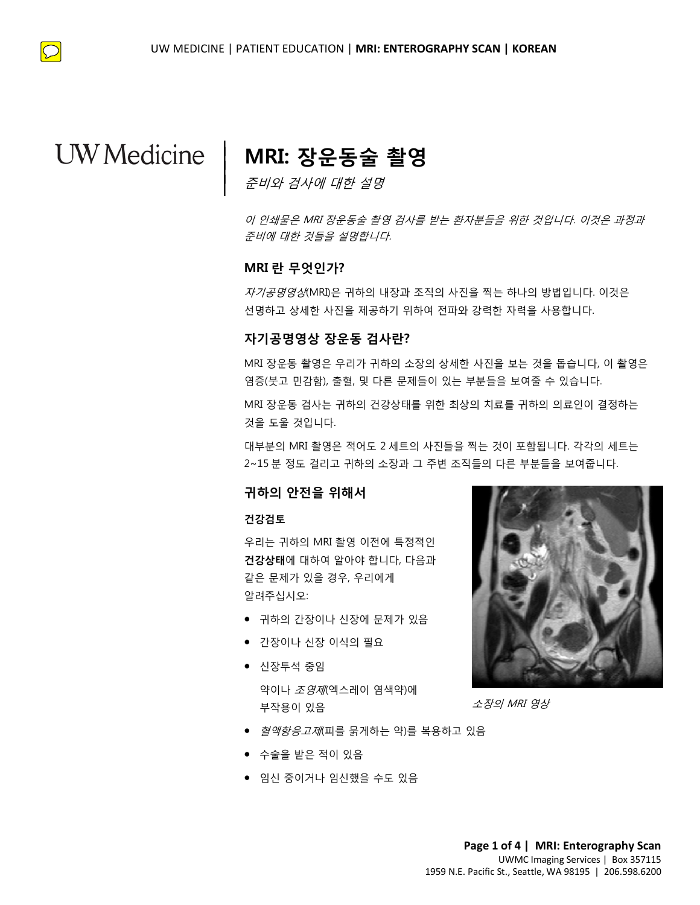# MRI: 장운동술 촬영

*준비와 검사에 대한 설명*

*이 인쇄물은 MRI 장운동술 촬영 검사를 받는 환자분들을 위한 것입니다. 이것은 과정과 준비에 대한 것들을 설명합니다.*

## MRI 란 무엇인가?

*자기공명영상*(MRI)은 귀하의 내장과 조직의 사진을 찍는 하나의 방법입니다. 이것은 선명하고 상세한 사진을 제공하기 위하여 전파와 강력한 자력을 사용합니다.

## 자기공명영상 장운동 검사란?

MRI 장운동 촬영은 우리가 귀하의 소장의 상세한 사진을 보는 것을 돕습니다, 이 촬영은 염증(붓고 민감함), 출혈, 및 다른 문제들이 있는 부분들을 보여줄 수 있습니다.

MRI 장운동 검사는 귀하의 건강상태를 위한 최상의 치료를 귀하의 의료인이 결정하는 것을 도울 것입니다.

대부분의 MRI 촬영은 적어도 2 세트의 사진들을 찍는 것이 포함됩니다. 각각의 세트는 2~15 분 정도 걸리고 귀하의 소장과 그 주변 조직들의 다른 부분들을 보여줍니다.

## 귀하의 안전을 위해서

### 건강검토

우리는 귀하의 MRI 촬영 이전에 특정적인 **건강상태**에 대하여 알아야 합니다, 다음과 같은 문제가 있을 경우, 우리에게 알려주십시오:

- 귀하의 간장이나 신장에 문제가 있음
- 간장이나 신장 이식의 필요
- 신장투석 중임

  약이나 *조영제*(엑스레이 염색약)에 부작용이 있음
- *혈액항응고제*(피를 묽게하는 약)를 복용하고 있음
- 수술을 받은 적이 있음
- 임신 중이거나 임신했을 수도 있음

*소장의 MRI 영상*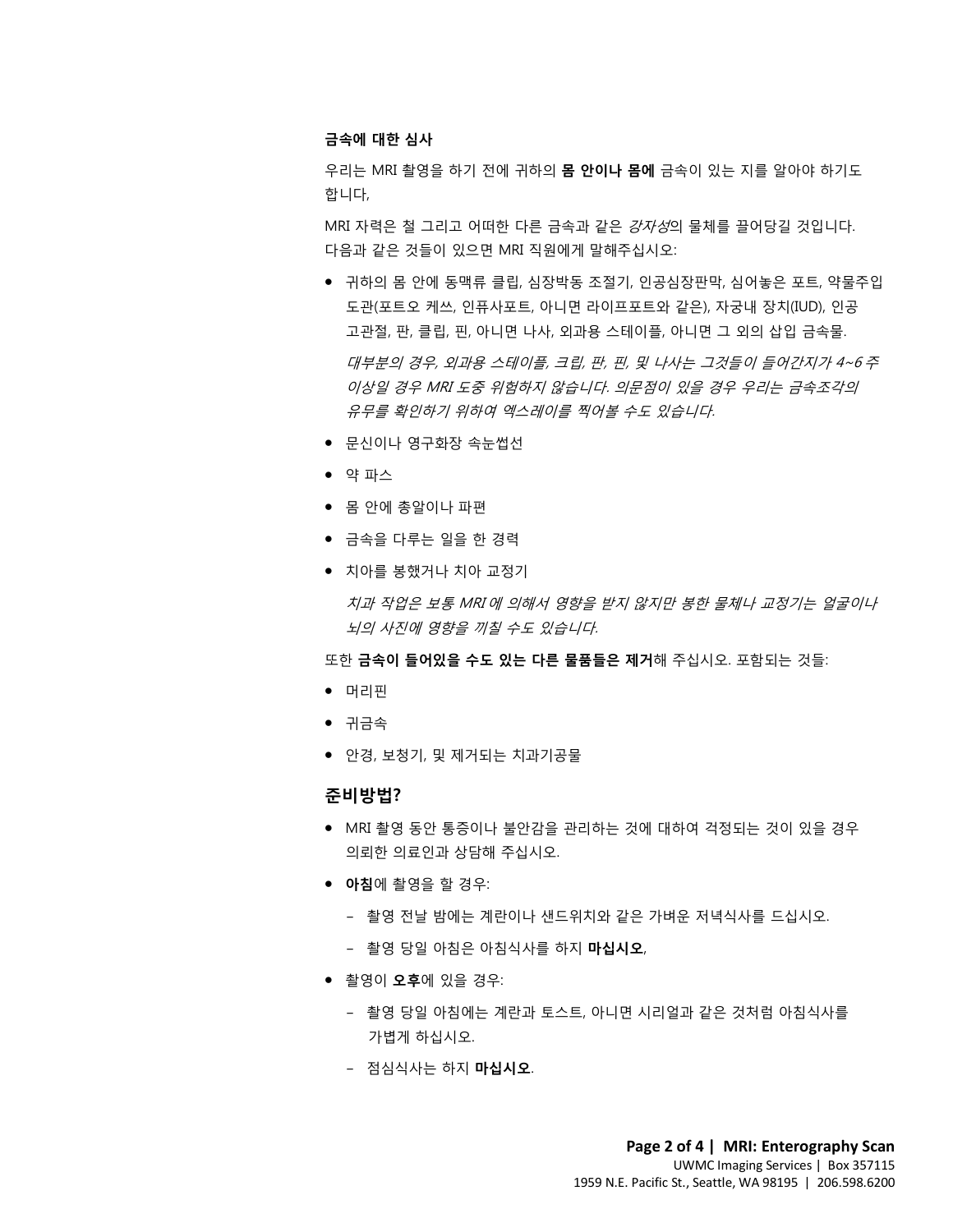**금속에 대한 심사**

우리는 MRI 촬영을 하기 전에 귀하의 **몸 안이나 몸에** 금속이 있는 지를 알아야 하기도 합니다,

MRI 자력은 철 그리고 어떠한 다른 금속과 같은 *강자성*의 물체를 끌어당길 것입니다. 다음과 같은 것들이 있으면 MRI 직원에게 말해주십시오:

- 귀하의 몸 안에 동맥류 클립, 심장박동 조절기, 인공심장판막, 심어놓은 포트, 약물주입 도관(포트오 케쓰, 인퓨사포트, 아니면 라이프포트와 같은), 자궁내 장치(IUD), 인공 고관절, 판, 클립, 핀, 아니면 나사, 외과용 스테이플, 아니면 그 외의 삽입 금속물.

  *대부분의 경우, 외과용 스테이플, 크립, 판, 핀, 및 나사는 그것들이 들어간지가 4~6 주 이상일 경우 MRI 도중 위험하지 않습니다. 의문점이 있을 경우 우리는 금속조각의 유무를 확인하기 위하여 엑스레이를 찍어볼 수도 있습니다.*

- 문신이나 영구화장 속눈썹선
- 약 파스
- 몸 안에 총알이나 파편
- 금속을 다루는 일을 한 경력
- 치아를 봉했거나 치아 교정기

  *치과 작업은 보통 MRI에 의해서 영향을 받지 않지만 봉한 물체나 교정기는 얼굴이나 뇌의 사진에 영향을 끼칠 수도 있습니다.*

또한 **금속이 들어있을 수도 있는 다른 물품들은 제거**해 주십시오. 포함되는 것들:

- 머리핀
- 귀금속
- 안경, 보청기, 및 제거되는 치과기공물

## 준비방법?

- MRI 촬영 동안 통증이나 불안감을 관리하는 것에 대하여 걱정되는 것이 있을 경우 의뢰한 의료인과 상담해 주십시오.
- **아침**에 촬영을 할 경우:
  - 촬영 전날 밤에는 계란이나 샌드위치와 같은 가벼운 저녁식사를 드십시오.
  - 촬영 당일 아침은 아침식사를 하지 **마십시오**,
- 촬영이 **오후**에 있을 경우:
  - 촬영 당일 아침에는 계란과 토스트, 아니면 시리얼과 같은 것처럼 아침식사를 가볍게 하십시오.
  - 점심식사는 하지 **마십시오**.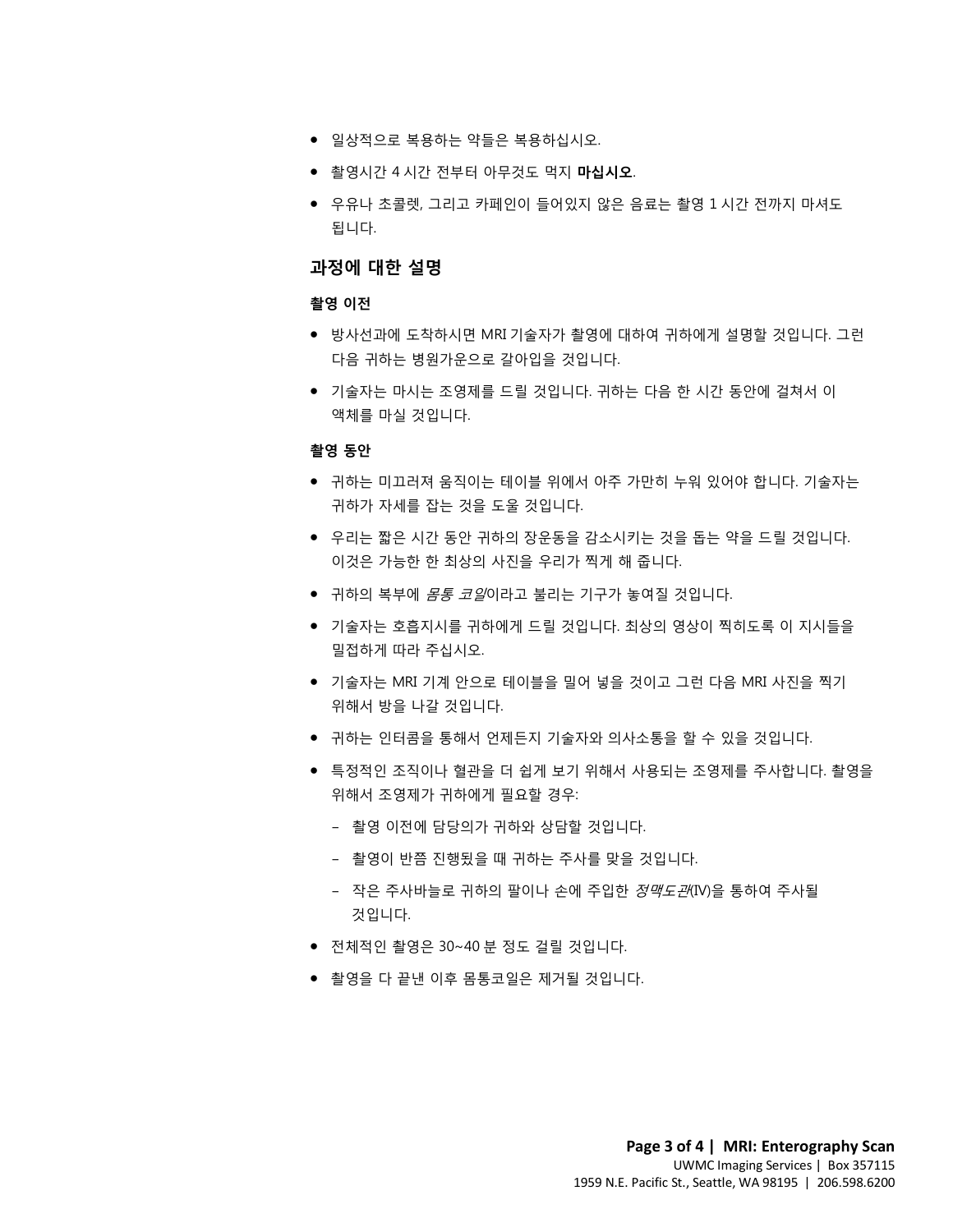- 일상적으로 복용하는 약들은 복용하십시오.
- 촬영시간 4 시간 전부터 아무것도 먹지 **마십시오**.
- 우유나 초콜렛, 그리고 카페인이 들어있지 않은 음료는 촬영 1 시간 전까지 마셔도 됩니다.

## 과정에 대한 설명

### 촬영 이전

- 방사선과에 도착하시면 MRI 기술자가 촬영에 대하여 귀하에게 설명할 것입니다. 그런 다음 귀하는 병원가운으로 갈아입을 것입니다.
- 기술자는 마시는 조영제를 드릴 것입니다. 귀하는 다음 한 시간 동안에 걸쳐서 이 액체를 마실 것입니다.

### 촬영 동안

- 귀하는 미끄러져 움직이는 테이블 위에서 아주 가만히 누워 있어야 합니다. 기술자는 귀하가 자세를 잡는 것을 도울 것입니다.
- 우리는 짧은 시간 동안 귀하의 장운동을 감소시키는 것을 돕는 약을 드릴 것입니다. 이것은 가능한 한 최상의 사진을 우리가 찍게 해 줍니다.
- 귀하의 복부에 *몸통 코일*이라고 불리는 기구가 놓여질 것입니다.
- 기술자는 호흡지시를 귀하에게 드릴 것입니다. 최상의 영상이 찍히도록 이 지시들을 밀접하게 따라 주십시오.
- 기술자는 MRI 기계 안으로 테이블을 밀어 넣을 것이고 그런 다음 MRI 사진을 찍기 위해서 방을 나갈 것입니다.
- 귀하는 인터콤을 통해서 언제든지 기술자와 의사소통을 할 수 있을 것입니다.
- 특정적인 조직이나 혈관을 더 쉽게 보기 위해서 사용되는 조영제를 주사합니다. 촬영을 위해서 조영제가 귀하에게 필요할 경우:
  - 촬영 이전에 담당의가 귀하와 상담할 것입니다.
  - 촬영이 반쯤 진행됐을 때 귀하는 주사를 맞을 것입니다.
  - 작은 주사바늘로 귀하의 팔이나 손에 주입한 *정맥도관*(IV)을 통하여 주사될 것입니다.
- 전체적인 촬영은 30~40 분 정도 걸릴 것입니다.
- 촬영을 다 끝낸 이후 몸통코일은 제거될 것입니다.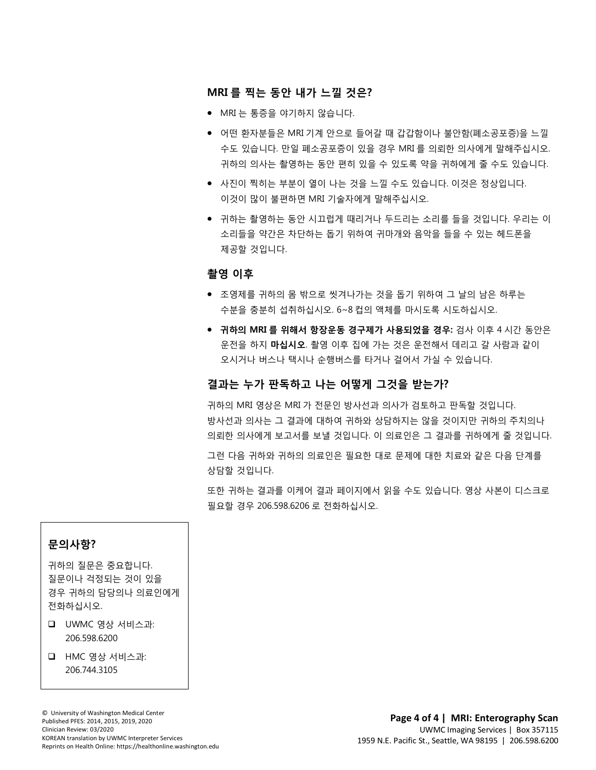## MRI 를 찍는 동안 내가 느낄 것은?

- MRI 는 통증을 야기하지 않습니다.
- 어떤 환자분들은 MRI 기계 안으로 들어갈 때 갑갑함이나 불안함(폐소공포증)을 느낄 수도 있습니다. 만일 폐소공포증이 있을 경우 MRI 를 의뢰한 의사에게 말해주십시오. 귀하의 의사는 촬영하는 동안 편히 있을 수 있도록 약을 귀하에게 줄 수도 있습니다.
- 사진이 찍히는 부분이 열이 나는 것을 느낄 수도 있습니다. 이것은 정상입니다. 이것이 많이 불편하면 MRI 기술자에게 말해주십시오.
- 귀하는 촬영하는 동안 시끄럽게 때리거나 두드리는 소리를 들을 것입니다. 우리는 이 소리들을 약간은 차단하는 돕기 위하여 귀마개와 음악을 들을 수 있는 헤드폰을 제공할 것입니다.

## 촬영 이후

- 조영제를 귀하의 몸 밖으로 씻겨나가는 것을 돕기 위하여 그 날의 남은 하루는 수분을 충분히 섭취하십시오. 6~8 컵의 액체를 마시도록 시도하십시오.
- **귀하의 MRI 를 위해서 항장운동 경구제가 사용되었을 경우:** 검사 이후 4 시간 동안은 운전을 하지 **마십시오**. 촬영 이후 집에 가는 것은 운전해서 데리고 갈 사람과 같이 오시거나 버스나 택시나 순행버스를 타거나 걸어서 가실 수 있습니다.

## 결과는 누가 판독하고 나는 어떻게 그것을 받는가?

귀하의 MRI 영상은 MRI 가 전문인 방사선과 의사가 검토하고 판독할 것입니다. 방사선과 의사는 그 결과에 대하여 귀하와 상담하지는 않을 것이지만 귀하의 주치의나 의뢰한 의사에게 보고서를 보낼 것입니다. 이 의료인은 그 결과를 귀하에게 줄 것입니다.

그런 다음 귀하와 귀하의 의료인은 필요한 대로 문제에 대한 치료와 같은 다음 단계를 상담할 것입니다.

또한 귀하는 결과를 이케어 결과 페이지에서 읽을 수도 있습니다. 영상 사본이 디스크로 필요할 경우 206.598.6206 로 전화하십시오.

### 문의사항?

귀하의 질문은 중요합니다. 질문이나 걱정되는 것이 있을 경우 귀하의 담당의나 의료인에게 전화하십시오.

- ❑ UWMC 영상 서비스과: 206.598.6200
- ❑ HMC 영상 서비스과: 206.744.3105

© University of Washington Medical Center
Published PFES: 2014, 2015, 2019, 2020
Clinician Review: 03/2020
KOREAN translation by UWMC Interpreter Services
Reprints on Health Online: https://healthonline.washington.edu

UWMC Imaging Services | Box 357115
1959 N.E. Pacific St., Seattle, WA 98195 | 206.598.6200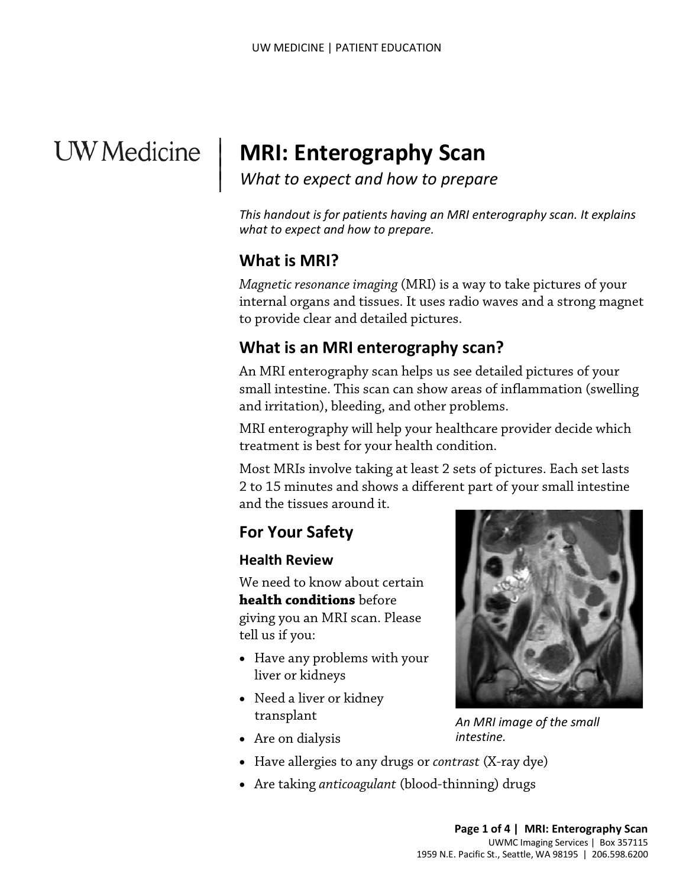# MRI: Enterography Scan

*What to expect and how to prepare*

*This handout is for patients having an MRI enterography scan. It explains what to expect and how to prepare.*

## What is MRI?

*Magnetic resonance imaging* (MRI) is a way to take pictures of your internal organs and tissues. It uses radio waves and a strong magnet to provide clear and detailed pictures.

## What is an MRI enterography scan?

An MRI enterography scan helps us see detailed pictures of your small intestine. This scan can show areas of inflammation (swelling and irritation), bleeding, and other problems.

MRI enterography will help your healthcare provider decide which treatment is best for your health condition.

Most MRIs involve taking at least 2 sets of pictures. Each set lasts 2 to 15 minutes and shows a different part of your small intestine and the tissues around it.

## For Your Safety

### Health Review

We need to know about certain **health conditions** before giving you an MRI scan. Please tell us if you:

- Have any problems with your liver or kidneys
- Need a liver or kidney transplant
- Are on dialysis
- Have allergies to any drugs or *contrast* (X-ray dye)
- Are taking *anticoagulant* (blood-thinning) drugs

*An MRI image of the small intestine.*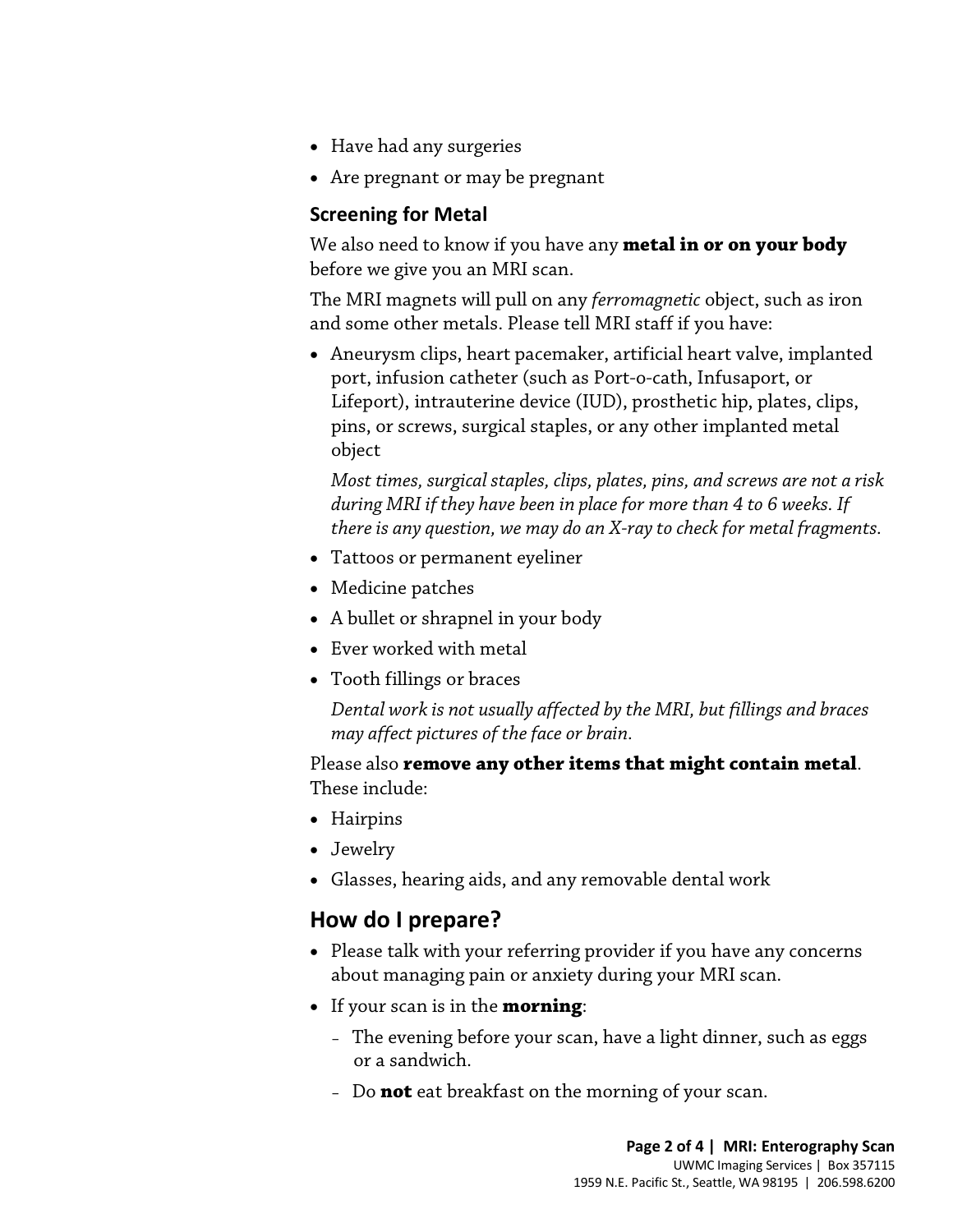- Have had any surgeries
- Are pregnant or may be pregnant

### Screening for Metal

We also need to know if you have any **metal in or on your body** before we give you an MRI scan.

The MRI magnets will pull on any *ferromagnetic* object, such as iron and some other metals. Please tell MRI staff if you have:

- Aneurysm clips, heart pacemaker, artificial heart valve, implanted port, infusion catheter (such as Port-o-cath, Infusaport, or Lifeport), intrauterine device (IUD), prosthetic hip, plates, clips, pins, or screws, surgical staples, or any other implanted metal object

  *Most times, surgical staples, clips, plates, pins, and screws are not a risk during MRI if they have been in place for more than 4 to 6 weeks. If there is any question, we may do an X-ray to check for metal fragments.*

- Tattoos or permanent eyeliner
- Medicine patches
- A bullet or shrapnel in your body
- Ever worked with metal
- Tooth fillings or braces

  *Dental work is not usually affected by the MRI, but fillings and braces may affect pictures of the face or brain.*

Please also **remove any other items that might contain metal**. These include:

- Hairpins
- Jewelry
- Glasses, hearing aids, and any removable dental work

## How do I prepare?

- Please talk with your referring provider if you have any concerns about managing pain or anxiety during your MRI scan.
- If your scan is in the **morning**:
  - The evening before your scan, have a light dinner, such as eggs or a sandwich.
  - Do **not** eat breakfast on the morning of your scan.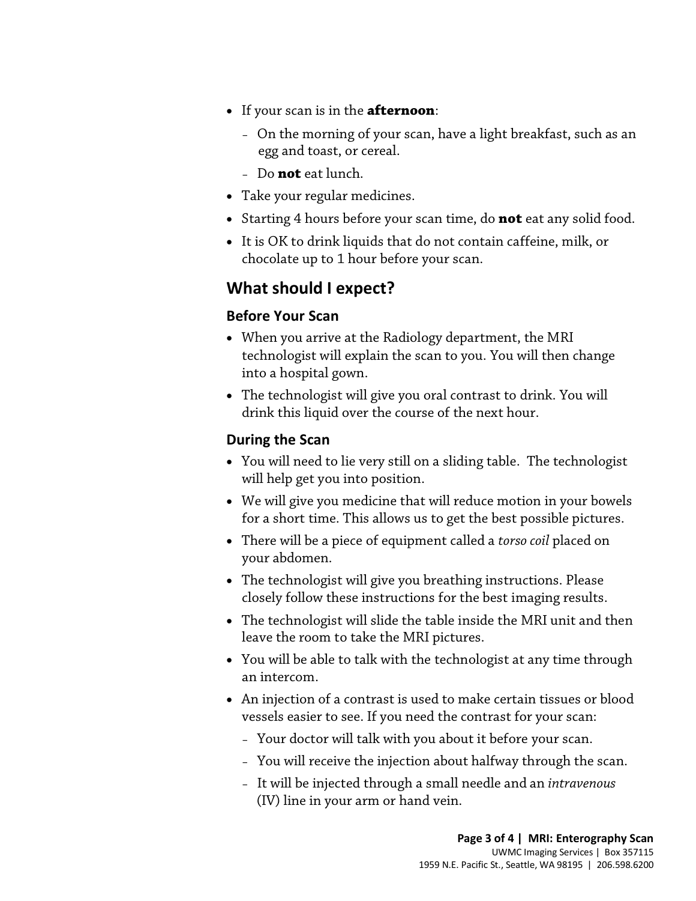- If your scan is in the **afternoon**:
  - On the morning of your scan, have a light breakfast, such as an egg and toast, or cereal.
  - Do **not** eat lunch.
- Take your regular medicines.
- Starting 4 hours before your scan time, do **not** eat any solid food.
- It is OK to drink liquids that do not contain caffeine, milk, or chocolate up to 1 hour before your scan.

## What should I expect?

### Before Your Scan

- When you arrive at the Radiology department, the MRI technologist will explain the scan to you. You will then change into a hospital gown.
- The technologist will give you oral contrast to drink. You will drink this liquid over the course of the next hour.

### During the Scan

- You will need to lie very still on a sliding table. The technologist will help get you into position.
- We will give you medicine that will reduce motion in your bowels for a short time. This allows us to get the best possible pictures.
- There will be a piece of equipment called a *torso coil* placed on your abdomen.
- The technologist will give you breathing instructions. Please closely follow these instructions for the best imaging results.
- The technologist will slide the table inside the MRI unit and then leave the room to take the MRI pictures.
- You will be able to talk with the technologist at any time through an intercom.
- An injection of a contrast is used to make certain tissues or blood vessels easier to see. If you need the contrast for your scan:
  - Your doctor will talk with you about it before your scan.
  - You will receive the injection about halfway through the scan.
  - It will be injected through a small needle and an *intravenous* (IV) line in your arm or hand vein.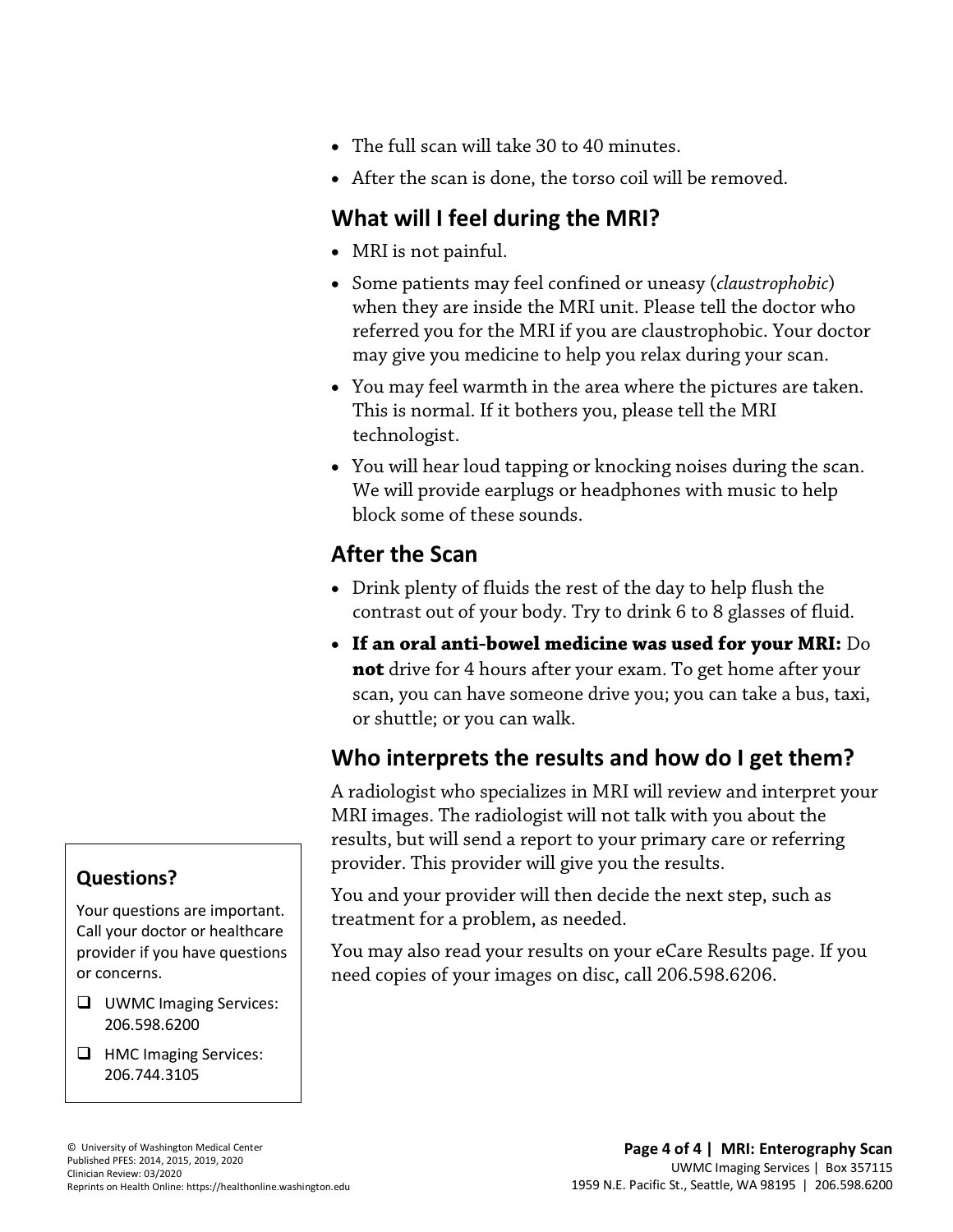- The full scan will take 30 to 40 minutes.
- After the scan is done, the torso coil will be removed.

## What will I feel during the MRI?

- MRI is not painful.
- Some patients may feel confined or uneasy (*claustrophobic*) when they are inside the MRI unit. Please tell the doctor who referred you for the MRI if you are claustrophobic. Your doctor may give you medicine to help you relax during your scan.
- You may feel warmth in the area where the pictures are taken. This is normal. If it bothers you, please tell the MRI technologist.
- You will hear loud tapping or knocking noises during the scan. We will provide earplugs or headphones with music to help block some of these sounds.

## After the Scan

- Drink plenty of fluids the rest of the day to help flush the contrast out of your body. Try to drink 6 to 8 glasses of fluid.
- **If an oral anti-bowel medicine was used for your MRI:** Do **not** drive for 4 hours after your exam. To get home after your scan, you can have someone drive you; you can take a bus, taxi, or shuttle; or you can walk.

## Who interprets the results and how do I get them?

A radiologist who specializes in MRI will review and interpret your MRI images. The radiologist will not talk with you about the results, but will send a report to your primary care or referring provider. This provider will give you the results.

You and your provider will then decide the next step, such as treatment for a problem, as needed.

You may also read your results on your eCare Results page. If you need copies of your images on disc, call 206.598.6206.

### Questions?

Your questions are important. Call your doctor or healthcare provider if you have questions or concerns.

- ❑ UWMC Imaging Services: 206.598.6200
- ❑ HMC Imaging Services: 206.744.3105

© University of Washington Medical Center
Published PFES: 2014, 2015, 2019, 2020
Clinician Review: 03/2020
Reprints on Health Online: https://healthonline.washington.edu

UWMC Imaging Services | Box 357115
1959 N.E. Pacific St., Seattle, WA 98195 | 206.598.6200